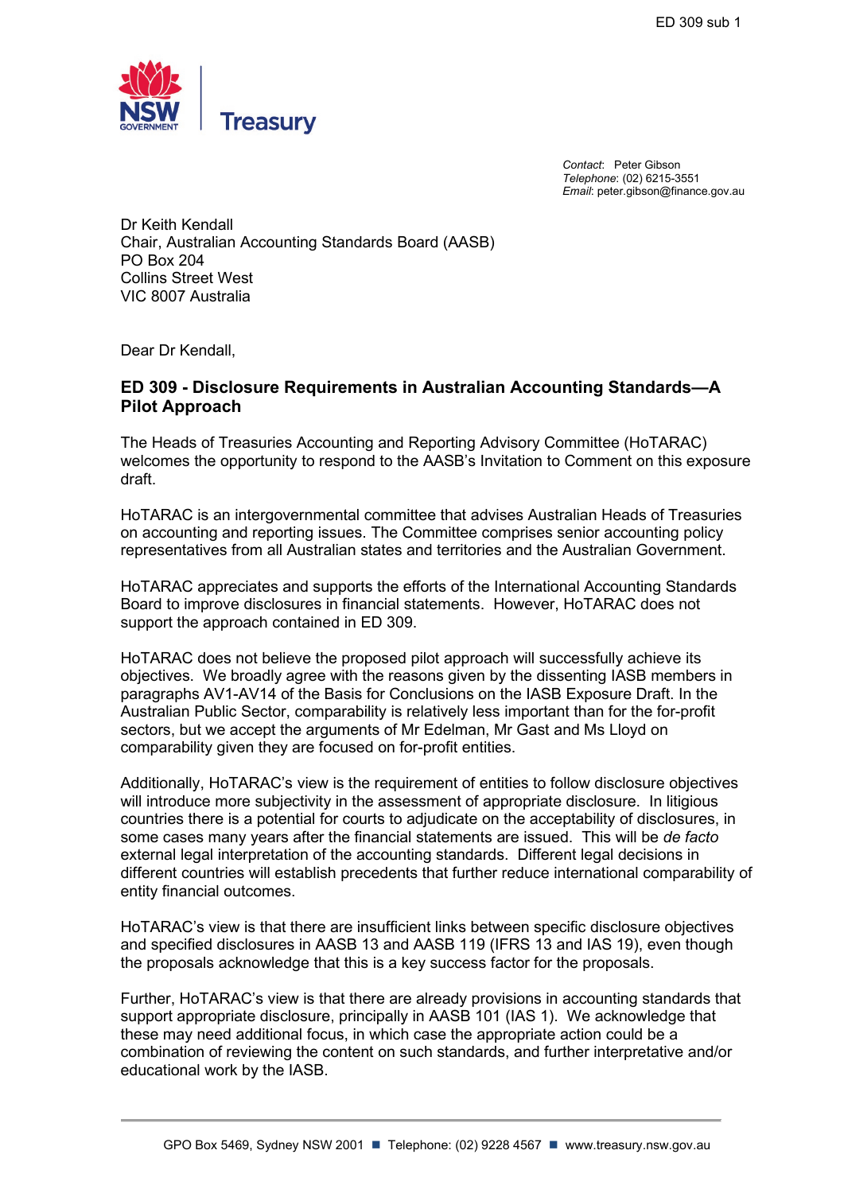ED 309 sub 1

NSW GOVERNMENT | Treasury

*Contact*: Peter Gibson
*Telephone*: (02) 6215-3551
*Email*: peter.gibson@finance.gov.au

Dr Keith Kendall
Chair, Australian Accounting Standards Board (AASB)
PO Box 204
Collins Street West
VIC 8007 Australia

Dear Dr Kendall,

**ED 309 - Disclosure Requirements in Australian Accounting Standards—A Pilot Approach**

The Heads of Treasuries Accounting and Reporting Advisory Committee (HoTARAC) welcomes the opportunity to respond to the AASB's Invitation to Comment on this exposure draft.

HoTARAC is an intergovernmental committee that advises Australian Heads of Treasuries on accounting and reporting issues. The Committee comprises senior accounting policy representatives from all Australian states and territories and the Australian Government.

HoTARAC appreciates and supports the efforts of the International Accounting Standards Board to improve disclosures in financial statements. However, HoTARAC does not support the approach contained in ED 309.

HoTARAC does not believe the proposed pilot approach will successfully achieve its objectives. We broadly agree with the reasons given by the dissenting IASB members in paragraphs AV1-AV14 of the Basis for Conclusions on the IASB Exposure Draft. In the Australian Public Sector, comparability is relatively less important than for the for-profit sectors, but we accept the arguments of Mr Edelman, Mr Gast and Ms Lloyd on comparability given they are focused on for-profit entities.

Additionally, HoTARAC's view is the requirement of entities to follow disclosure objectives will introduce more subjectivity in the assessment of appropriate disclosure. In litigious countries there is a potential for courts to adjudicate on the acceptability of disclosures, in some cases many years after the financial statements are issued. This will be *de facto* external legal interpretation of the accounting standards. Different legal decisions in different countries will establish precedents that further reduce international comparability of entity financial outcomes.

HoTARAC's view is that there are insufficient links between specific disclosure objectives and specified disclosures in AASB 13 and AASB 119 (IFRS 13 and IAS 19), even though the proposals acknowledge that this is a key success factor for the proposals.

Further, HoTARAC's view is that there are already provisions in accounting standards that support appropriate disclosure, principally in AASB 101 (IAS 1). We acknowledge that these may need additional focus, in which case the appropriate action could be a combination of reviewing the content on such standards, and further interpretative and/or educational work by the IASB.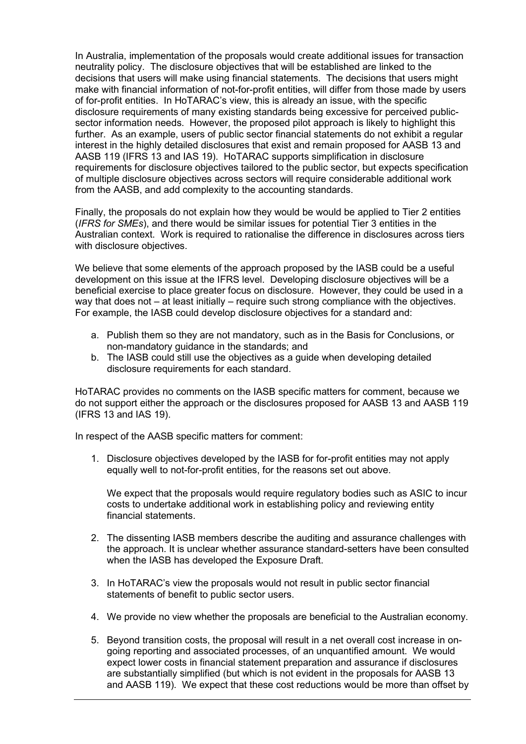In Australia, implementation of the proposals would create additional issues for transaction neutrality policy. The disclosure objectives that will be established are linked to the decisions that users will make using financial statements. The decisions that users might make with financial information of not-for-profit entities, will differ from those made by users of for-profit entities. In HoTARAC's view, this is already an issue, with the specific disclosure requirements of many existing standards being excessive for perceived public-sector information needs. However, the proposed pilot approach is likely to highlight this further. As an example, users of public sector financial statements do not exhibit a regular interest in the highly detailed disclosures that exist and remain proposed for AASB 13 and AASB 119 (IFRS 13 and IAS 19). HoTARAC supports simplification in disclosure requirements for disclosure objectives tailored to the public sector, but expects specification of multiple disclosure objectives across sectors will require considerable additional work from the AASB, and add complexity to the accounting standards.

Finally, the proposals do not explain how they would be would be applied to Tier 2 entities (*IFRS for SMEs*), and there would be similar issues for potential Tier 3 entities in the Australian context. Work is required to rationalise the difference in disclosures across tiers with disclosure objectives.

We believe that some elements of the approach proposed by the IASB could be a useful development on this issue at the IFRS level. Developing disclosure objectives will be a beneficial exercise to place greater focus on disclosure. However, they could be used in a way that does not – at least initially – require such strong compliance with the objectives. For example, the IASB could develop disclosure objectives for a standard and:

a. Publish them so they are not mandatory, such as in the Basis for Conclusions, or non-mandatory guidance in the standards; and
b. The IASB could still use the objectives as a guide when developing detailed disclosure requirements for each standard.

HoTARAC provides no comments on the IASB specific matters for comment, because we do not support either the approach or the disclosures proposed for AASB 13 and AASB 119 (IFRS 13 and IAS 19).

In respect of the AASB specific matters for comment:

1. Disclosure objectives developed by the IASB for for-profit entities may not apply equally well to not-for-profit entities, for the reasons set out above.

   We expect that the proposals would require regulatory bodies such as ASIC to incur costs to undertake additional work in establishing policy and reviewing entity financial statements.

2. The dissenting IASB members describe the auditing and assurance challenges with the approach. It is unclear whether assurance standard-setters have been consulted when the IASB has developed the Exposure Draft.

3. In HoTARAC's view the proposals would not result in public sector financial statements of benefit to public sector users.

4. We provide no view whether the proposals are beneficial to the Australian economy.

5. Beyond transition costs, the proposal will result in a net overall cost increase in on-going reporting and associated processes, of an unquantified amount. We would expect lower costs in financial statement preparation and assurance if disclosures are substantially simplified (but which is not evident in the proposals for AASB 13 and AASB 119). We expect that these cost reductions would be more than offset by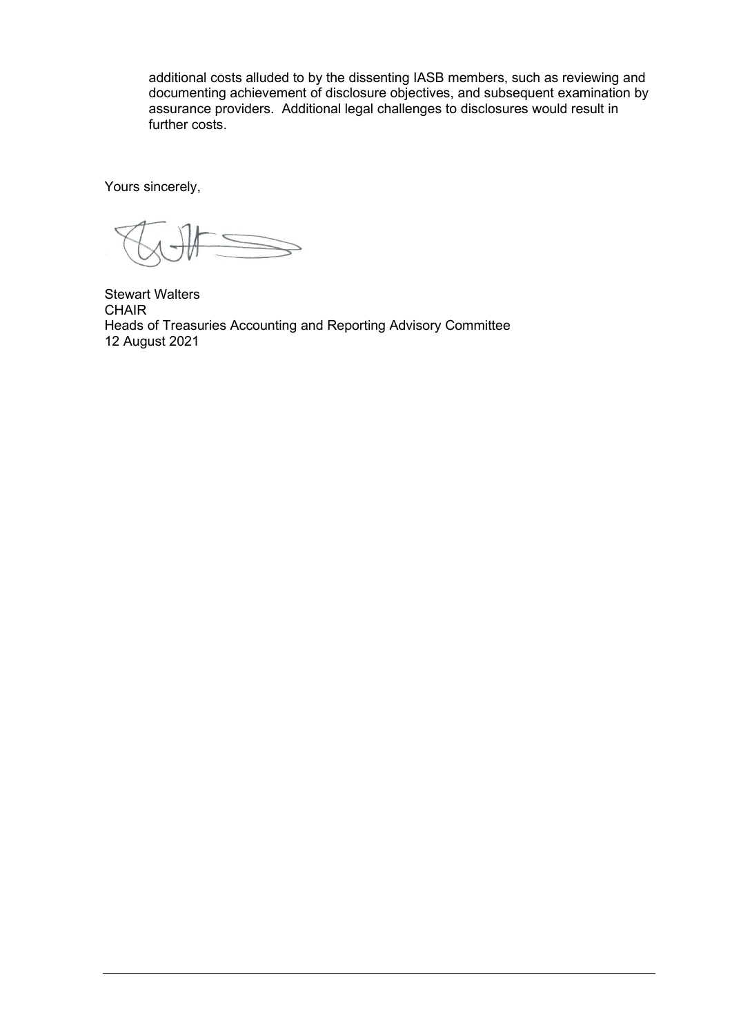additional costs alluded to by the dissenting IASB members, such as reviewing and documenting achievement of disclosure objectives, and subsequent examination by assurance providers. Additional legal challenges to disclosures would result in further costs.

Yours sincerely,

Stewart Walters
CHAIR
Heads of Treasuries Accounting and Reporting Advisory Committee
12 August 2021